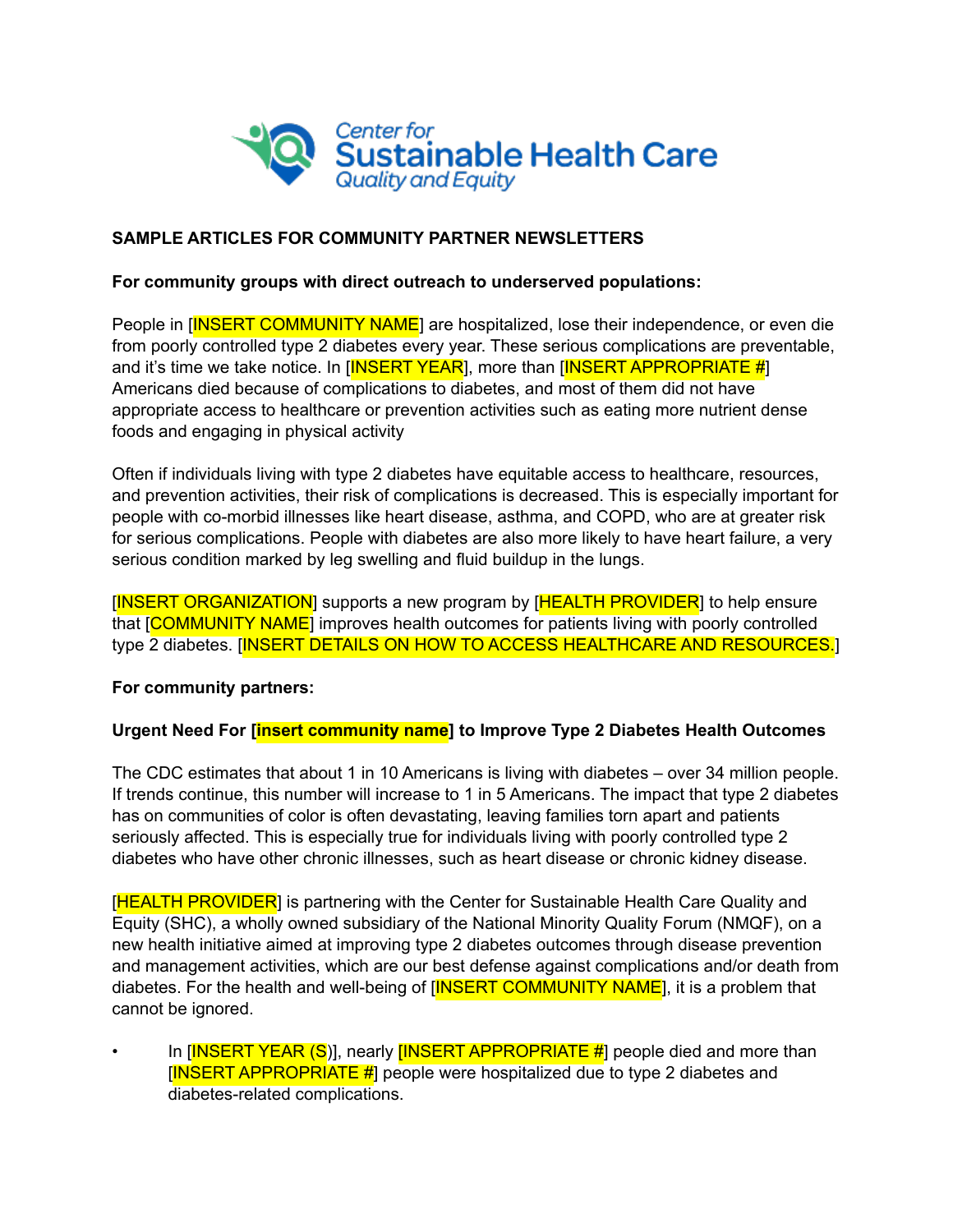Center for Sustainable Health Care Quality and Equity

**SAMPLE ARTICLES FOR COMMUNITY PARTNER NEWSLETTERS**

**For community groups with direct outreach to underserved populations:**

People in [INSERT COMMUNITY NAME] are hospitalized, lose their independence, or even die from poorly controlled type 2 diabetes every year. These serious complications are preventable, and it's time we take notice. In [INSERT YEAR], more than [INSERT APPROPRIATE #] Americans died because of complications to diabetes, and most of them did not have appropriate access to healthcare or prevention activities such as eating more nutrient dense foods and engaging in physical activity

Often if individuals living with type 2 diabetes have equitable access to healthcare, resources, and prevention activities, their risk of complications is decreased. This is especially important for people with co-morbid illnesses like heart disease, asthma, and COPD, who are at greater risk for serious complications. People with diabetes are also more likely to have heart failure, a very serious condition marked by leg swelling and fluid buildup in the lungs.

[INSERT ORGANIZATION] supports a new program by [HEALTH PROVIDER] to help ensure that [COMMUNITY NAME] improves health outcomes for patients living with poorly controlled type 2 diabetes. [INSERT DETAILS ON HOW TO ACCESS HEALTHCARE AND RESOURCES.]

**For community partners:**

**Urgent Need For [insert community name] to Improve Type 2 Diabetes Health Outcomes**

The CDC estimates that about 1 in 10 Americans is living with diabetes – over 34 million people. If trends continue, this number will increase to 1 in 5 Americans. The impact that type 2 diabetes has on communities of color is often devastating, leaving families torn apart and patients seriously affected. This is especially true for individuals living with poorly controlled type 2 diabetes who have other chronic illnesses, such as heart disease or chronic kidney disease.

[HEALTH PROVIDER] is partnering with the Center for Sustainable Health Care Quality and Equity (SHC), a wholly owned subsidiary of the National Minority Quality Forum (NMQF), on a new health initiative aimed at improving type 2 diabetes outcomes through disease prevention and management activities, which are our best defense against complications and/or death from diabetes. For the health and well-being of [INSERT COMMUNITY NAME], it is a problem that cannot be ignored.

- In [INSERT YEAR (S)], nearly [INSERT APPROPRIATE #] people died and more than [INSERT APPROPRIATE #] people were hospitalized due to type 2 diabetes and diabetes-related complications.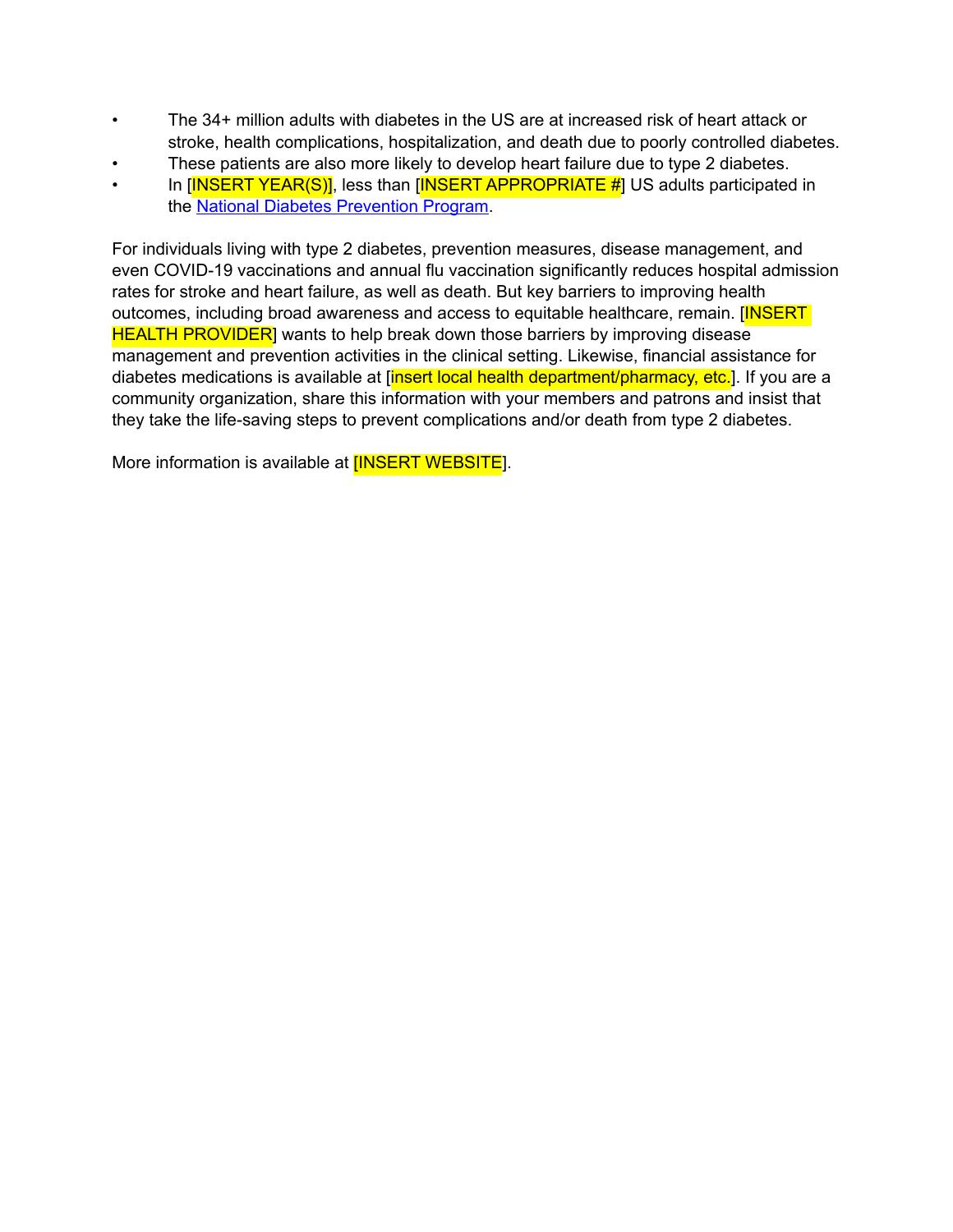- The 34+ million adults with diabetes in the US are at increased risk of heart attack or stroke, health complications, hospitalization, and death due to poorly controlled diabetes.
- These patients are also more likely to develop heart failure due to type 2 diabetes.
- In [INSERT YEAR(S)], less than [INSERT APPROPRIATE #] US adults participated in the National Diabetes Prevention Program.

For individuals living with type 2 diabetes, prevention measures, disease management, and even COVID-19 vaccinations and annual flu vaccination significantly reduces hospital admission rates for stroke and heart failure, as well as death. But key barriers to improving health outcomes, including broad awareness and access to equitable healthcare, remain. [INSERT HEALTH PROVIDER] wants to help break down those barriers by improving disease management and prevention activities in the clinical setting. Likewise, financial assistance for diabetes medications is available at [insert local health department/pharmacy, etc.]. If you are a community organization, share this information with your members and patrons and insist that they take the life-saving steps to prevent complications and/or death from type 2 diabetes.

More information is available at [INSERT WEBSITE].